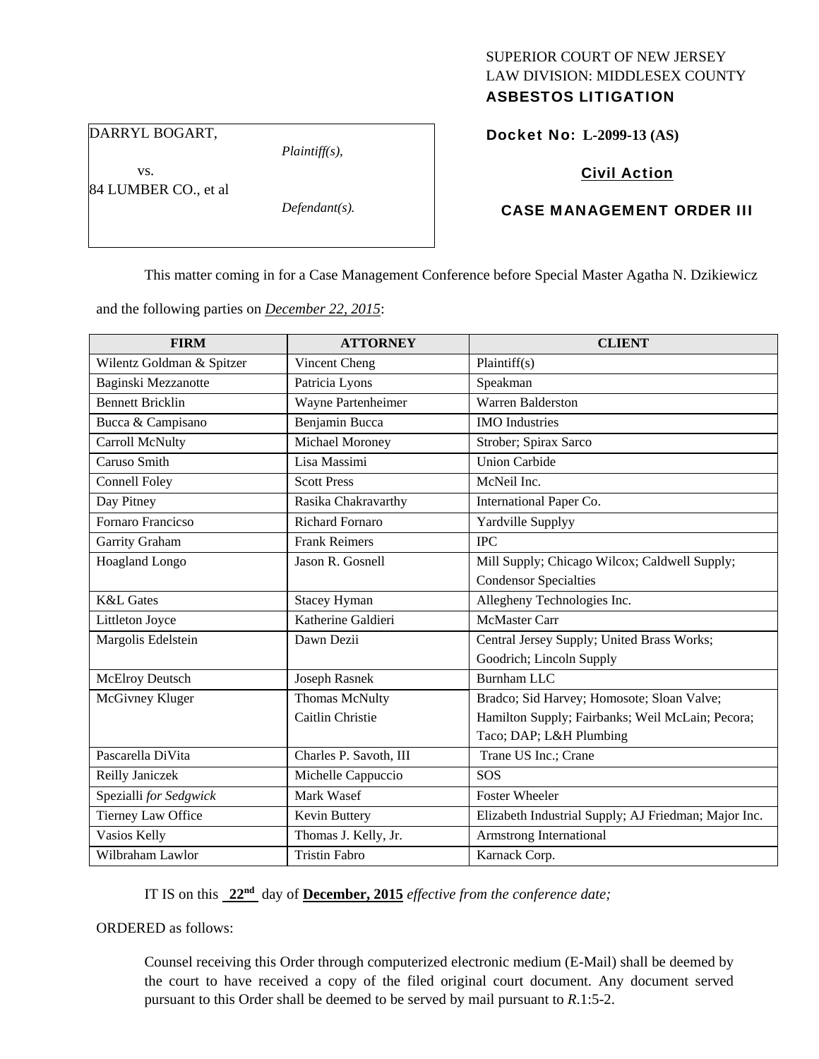SUPERIOR COURT OF NEW JERSEY
LAW DIVISION: MIDDLESEX COUNTY
**ASBESTOS LITIGATION**

DARRYL BOGART,
*Plaintiff(s),*
vs.
84 LUMBER CO., et al
*Defendant(s).*

**Docket No: L-2099-13 (AS)**

**Civil Action**

**CASE MANAGEMENT ORDER III**

This matter coming in for a Case Management Conference before Special Master Agatha N. Dzikiewicz and the following parties on *December 22, 2015*:

| FIRM | ATTORNEY | CLIENT |
|---|---|---|
| Wilentz Goldman & Spitzer | Vincent Cheng | Plaintiff(s) |
| Baginski Mezzanotte | Patricia Lyons | Speakman |
| Bennett Bricklin | Wayne Partenheimer | Warren Balderston |
| Bucca & Campisano | Benjamin Bucca | IMO Industries |
| Carroll McNulty | Michael Moroney | Strober; Spirax Sarco |
| Caruso Smith | Lisa Massimi | Union Carbide |
| Connell Foley | Scott Press | McNeil Inc. |
| Day Pitney | Rasika Chakravarthy | International Paper Co. |
| Fornaro Francicso | Richard Fornaro | Yardville Supplyy |
| Garrity Graham | Frank Reimers | IPC |
| Hoagland Longo | Jason R. Gosnell | Mill Supply; Chicago Wilcox; Caldwell Supply; Condensor Specialties |
| K&L Gates | Stacey Hyman | Allegheny Technologies Inc. |
| Littleton Joyce | Katherine Galdieri | McMaster Carr |
| Margolis Edelstein | Dawn Dezii | Central Jersey Supply; United Brass Works; Goodrich; Lincoln Supply |
| McElroy Deutsch | Joseph Rasnek | Burnham LLC |
| McGivney Kluger | Thomas McNulty<br>Caitlin Christie | Bradco; Sid Harvey; Homosote; Sloan Valve; Hamilton Supply; Fairbanks; Weil McLain; Pecora; Taco; DAP; L&H Plumbing |
| Pascarella DiVita | Charles P. Savoth, III | Trane US Inc.; Crane |
| Reilly Janiczek | Michelle Cappuccio | SOS |
| Spezialli *for Sedgwick* | Mark Wasef | Foster Wheeler |
| Tierney Law Office | Kevin Buttery | Elizabeth Industrial Supply; AJ Friedman; Major Inc. |
| Vasios Kelly | Thomas J. Kelly, Jr. | Armstrong International |
| Wilbraham Lawlor | Tristin Fabro | Karnack Corp. |

IT IS on this **22nd** day of **December, 2015** *effective from the conference date;*

ORDERED as follows:

Counsel receiving this Order through computerized electronic medium (E-Mail) shall be deemed by the court to have received a copy of the filed original court document. Any document served pursuant to this Order shall be deemed to be served by mail pursuant to *R*.1:5-2.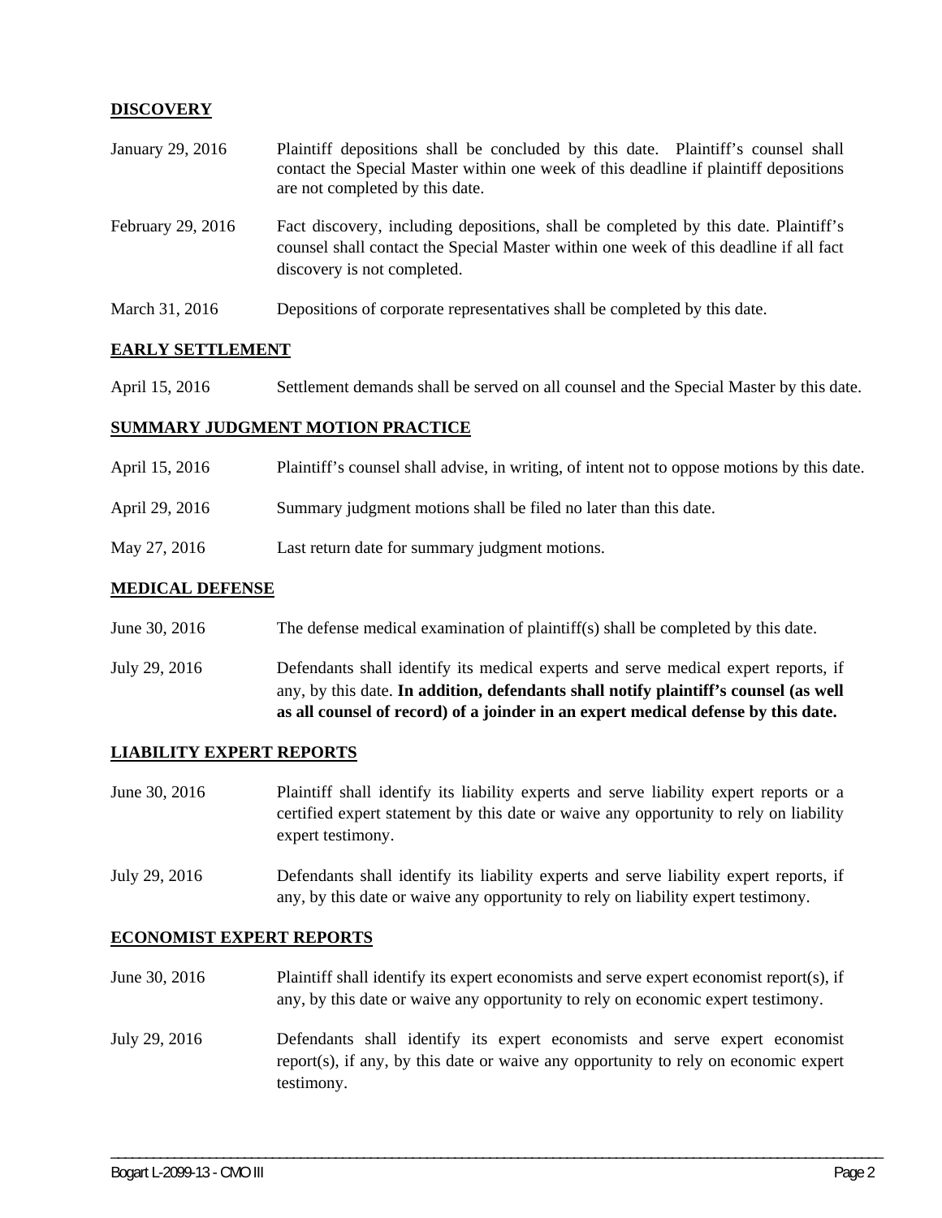## DISCOVERY

| | |
|---|---|
| January 29, 2016 | Plaintiff depositions shall be concluded by this date. Plaintiff's counsel shall contact the Special Master within one week of this deadline if plaintiff depositions are not completed by this date. |
| February 29, 2016 | Fact discovery, including depositions, shall be completed by this date. Plaintiff's counsel shall contact the Special Master within one week of this deadline if all fact discovery is not completed. |
| March 31, 2016 | Depositions of corporate representatives shall be completed by this date. |

## EARLY SETTLEMENT

| | |
|---|---|
| April 15, 2016 | Settlement demands shall be served on all counsel and the Special Master by this date. |

## SUMMARY JUDGMENT MOTION PRACTICE

| | |
|---|---|
| April 15, 2016 | Plaintiff's counsel shall advise, in writing, of intent not to oppose motions by this date. |
| April 29, 2016 | Summary judgment motions shall be filed no later than this date. |
| May 27, 2016 | Last return date for summary judgment motions. |

## MEDICAL DEFENSE

| | |
|---|---|
| June 30, 2016 | The defense medical examination of plaintiff(s) shall be completed by this date. |
| July 29, 2016 | Defendants shall identify its medical experts and serve medical expert reports, if any, by this date. **In addition, defendants shall notify plaintiff's counsel (as well as all counsel of record) of a joinder in an expert medical defense by this date.** |

## LIABILITY EXPERT REPORTS

| | |
|---|---|
| June 30, 2016 | Plaintiff shall identify its liability experts and serve liability expert reports or a certified expert statement by this date or waive any opportunity to rely on liability expert testimony. |
| July 29, 2016 | Defendants shall identify its liability experts and serve liability expert reports, if any, by this date or waive any opportunity to rely on liability expert testimony. |

## ECONOMIST EXPERT REPORTS

| | |
|---|---|
| June 30, 2016 | Plaintiff shall identify its expert economists and serve expert economist report(s), if any, by this date or waive any opportunity to rely on economic expert testimony. |
| July 29, 2016 | Defendants shall identify its expert economists and serve expert economist report(s), if any, by this date or waive any opportunity to rely on economic expert testimony. |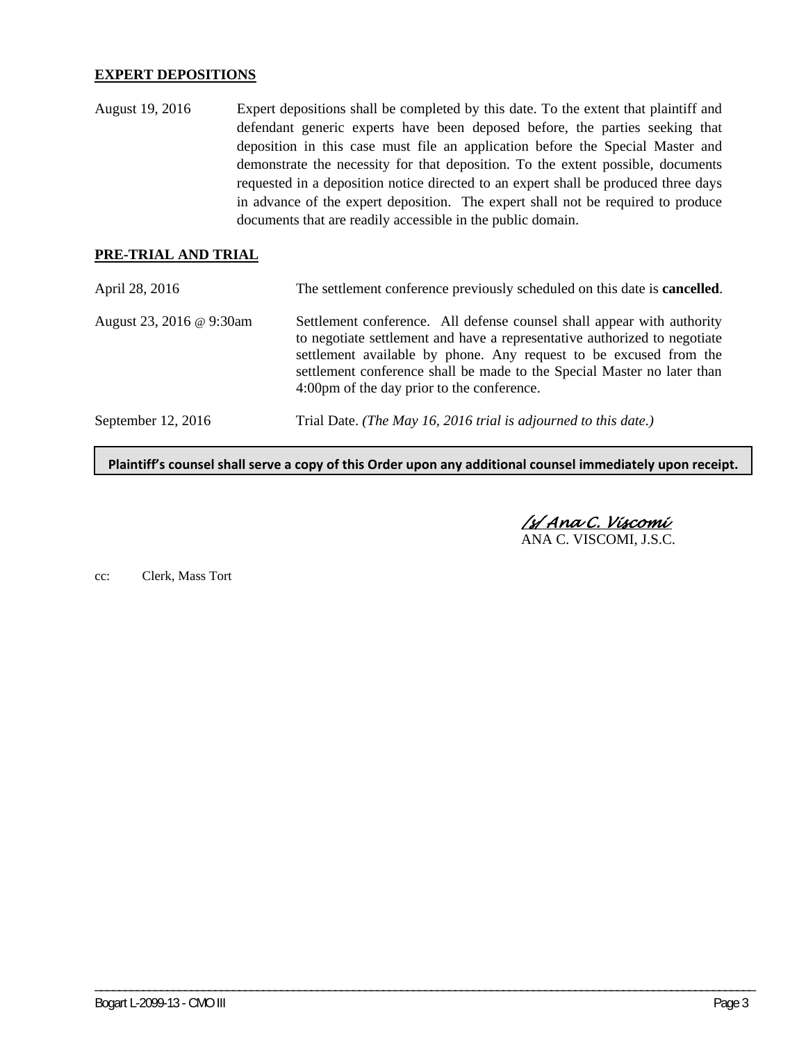**EXPERT DEPOSITIONS**

| | |
|---|---|
| August 19, 2016 | Expert depositions shall be completed by this date. To the extent that plaintiff and defendant generic experts have been deposed before, the parties seeking that deposition in this case must file an application before the Special Master and demonstrate the necessity for that deposition. To the extent possible, documents requested in a deposition notice directed to an expert shall be produced three days in advance of the expert deposition. The expert shall not be required to produce documents that are readily accessible in the public domain. |

**PRE-TRIAL AND TRIAL**

| | |
|---|---|
| April 28, 2016 | The settlement conference previously scheduled on this date is **cancelled**. |
| August 23, 2016 @ 9:30am | Settlement conference. All defense counsel shall appear with authority to negotiate settlement and have a representative authorized to negotiate settlement available by phone. Any request to be excused from the settlement conference shall be made to the Special Master no later than 4:00pm of the day prior to the conference. |
| September 12, 2016 | Trial Date. *(The May 16, 2016 trial is adjourned to this date.)* |

**Plaintiff's counsel shall serve a copy of this Order upon any additional counsel immediately upon receipt.**

*/s/ Ana C. Viscomi*
ANA C. VISCOMI, J.S.C.

cc: Clerk, Mass Tort